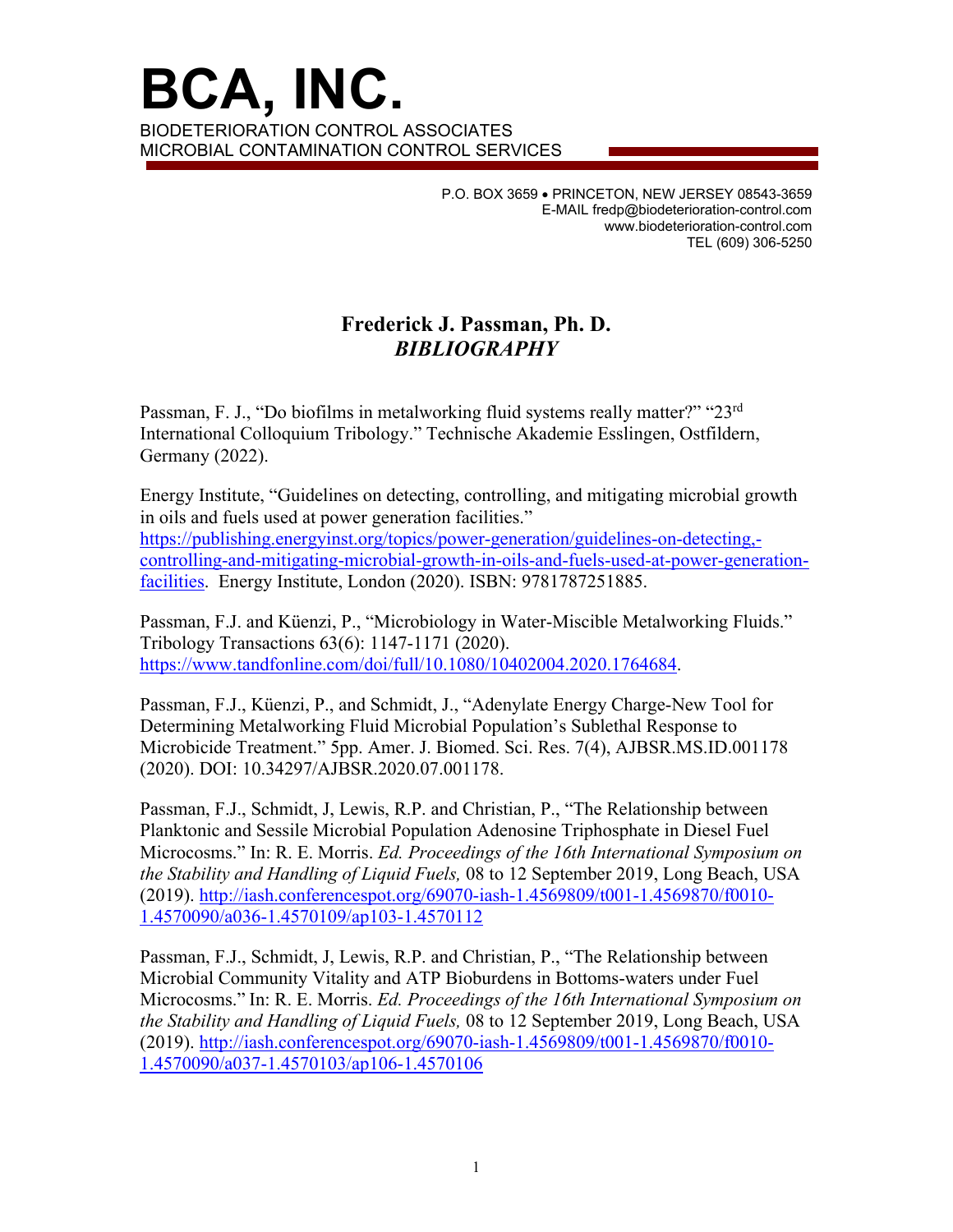# BCA, INC.

BIODETERIORATION CONTROL ASSOCIATES
MICROBIAL CONTAMINATION CONTROL SERVICES

P.O. BOX 3659 • PRINCETON, NEW JERSEY 08543-3659
E-MAIL fredp@biodeterioration-control.com
www.biodeterioration-control.com
TEL (609) 306-5250

## Frederick J. Passman, Ph. D.
## *BIBLIOGRAPHY*

Passman, F. J., "Do biofilms in metalworking fluid systems really matter?" "23rd International Colloquium Tribology." Technische Akademie Esslingen, Ostfildern, Germany (2022).

Energy Institute, "Guidelines on detecting, controlling, and mitigating microbial growth in oils and fuels used at power generation facilities." https://publishing.energyinst.org/topics/power-generation/guidelines-on-detecting,-controlling-and-mitigating-microbial-growth-in-oils-and-fuels-used-at-power-generation-facilities. Energy Institute, London (2020). ISBN: 9781787251885.

Passman, F.J. and Küenzi, P., "Microbiology in Water-Miscible Metalworking Fluids." Tribology Transactions 63(6): 1147-1171 (2020). https://www.tandfonline.com/doi/full/10.1080/10402004.2020.1764684.

Passman, F.J., Küenzi, P., and Schmidt, J., "Adenylate Energy Charge-New Tool for Determining Metalworking Fluid Microbial Population's Sublethal Response to Microbicide Treatment." 5pp. Amer. J. Biomed. Sci. Res. 7(4), AJBSR.MS.ID.001178 (2020). DOI: 10.34297/AJBSR.2020.07.001178.

Passman, F.J., Schmidt, J, Lewis, R.P. and Christian, P., "The Relationship between Planktonic and Sessile Microbial Population Adenosine Triphosphate in Diesel Fuel Microcosms." In: R. E. Morris. *Ed. Proceedings of the 16th International Symposium on the Stability and Handling of Liquid Fuels,* 08 to 12 September 2019, Long Beach, USA (2019). http://iash.conferencespot.org/69070-iash-1.4569809/t001-1.4569870/f0010-1.4570090/a036-1.4570109/ap103-1.4570112

Passman, F.J., Schmidt, J, Lewis, R.P. and Christian, P., "The Relationship between Microbial Community Vitality and ATP Bioburdens in Bottoms-waters under Fuel Microcosms." In: R. E. Morris. *Ed. Proceedings of the 16th International Symposium on the Stability and Handling of Liquid Fuels,* 08 to 12 September 2019, Long Beach, USA (2019). http://iash.conferencespot.org/69070-iash-1.4569809/t001-1.4569870/f0010-1.4570090/a037-1.4570103/ap106-1.4570106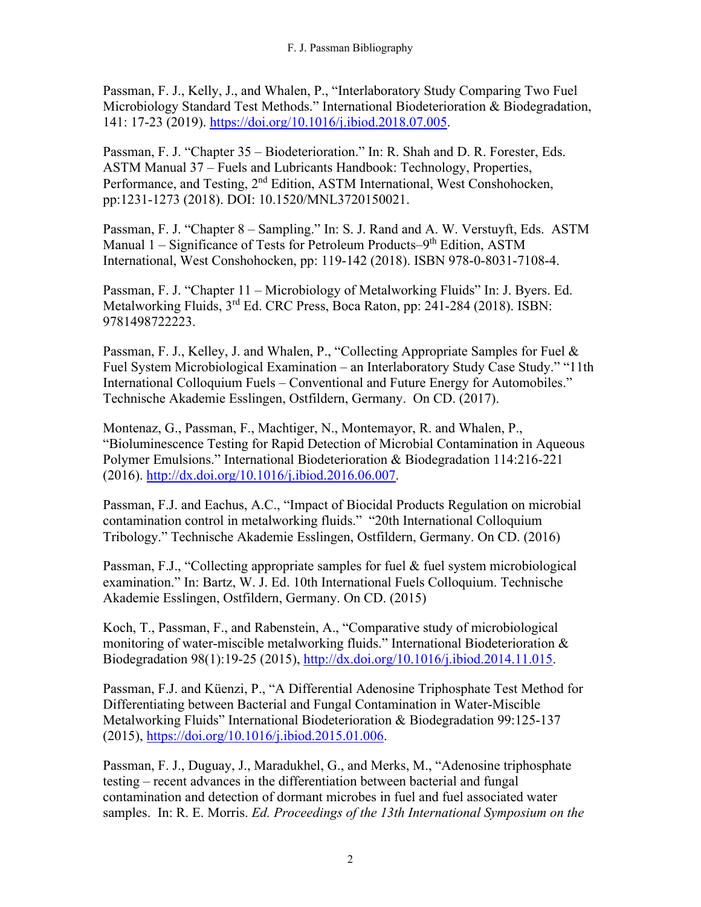Passman, F. J., Kelly, J., and Whalen, P., "Interlaboratory Study Comparing Two Fuel Microbiology Standard Test Methods." International Biodeterioration & Biodegradation, 141: 17-23 (2019). https://doi.org/10.1016/j.ibiod.2018.07.005.

Passman, F. J. "Chapter 35 – Biodeterioration." In: R. Shah and D. R. Forester, Eds. ASTM Manual 37 – Fuels and Lubricants Handbook: Technology, Properties, Performance, and Testing, 2nd Edition, ASTM International, West Conshohocken, pp:1231-1273 (2018). DOI: 10.1520/MNL3720150021.

Passman, F. J. "Chapter 8 – Sampling." In: S. J. Rand and A. W. Verstuyft, Eds. ASTM Manual 1 – Significance of Tests for Petroleum Products–9th Edition, ASTM International, West Conshohocken, pp: 119-142 (2018). ISBN 978-0-8031-7108-4.

Passman, F. J. "Chapter 11 – Microbiology of Metalworking Fluids" In: J. Byers. Ed. Metalworking Fluids, 3rd Ed. CRC Press, Boca Raton, pp: 241-284 (2018). ISBN: 9781498722223.

Passman, F. J., Kelley, J. and Whalen, P., "Collecting Appropriate Samples for Fuel & Fuel System Microbiological Examination – an Interlaboratory Study Case Study." "11th International Colloquium Fuels – Conventional and Future Energy for Automobiles." Technische Akademie Esslingen, Ostfildern, Germany. On CD. (2017).

Montenaz, G., Passman, F., Machtiger, N., Montemayor, R. and Whalen, P., "Bioluminescence Testing for Rapid Detection of Microbial Contamination in Aqueous Polymer Emulsions." International Biodeterioration & Biodegradation 114:216-221 (2016). http://dx.doi.org/10.1016/j.ibiod.2016.06.007.

Passman, F.J. and Eachus, A.C., "Impact of Biocidal Products Regulation on microbial contamination control in metalworking fluids." "20th International Colloquium Tribology." Technische Akademie Esslingen, Ostfildern, Germany. On CD. (2016)

Passman, F.J., "Collecting appropriate samples for fuel & fuel system microbiological examination." In: Bartz, W. J. Ed. 10th International Fuels Colloquium. Technische Akademie Esslingen, Ostfildern, Germany. On CD. (2015)

Koch, T., Passman, F., and Rabenstein, A., "Comparative study of microbiological monitoring of water-miscible metalworking fluids." International Biodeterioration & Biodegradation 98(1):19-25 (2015), http://dx.doi.org/10.1016/j.ibiod.2014.11.015.

Passman, F.J. and Küenzi, P., "A Differential Adenosine Triphosphate Test Method for Differentiating between Bacterial and Fungal Contamination in Water-Miscible Metalworking Fluids" International Biodeterioration & Biodegradation 99:125-137 (2015), https://doi.org/10.1016/j.ibiod.2015.01.006.

Passman, F. J., Duguay, J., Maradukhel, G., and Merks, M., "Adenosine triphosphate testing – recent advances in the differentiation between bacterial and fungal contamination and detection of dormant microbes in fuel and fuel associated water samples. In: R. E. Morris. *Ed. Proceedings of the 13th International Symposium on the*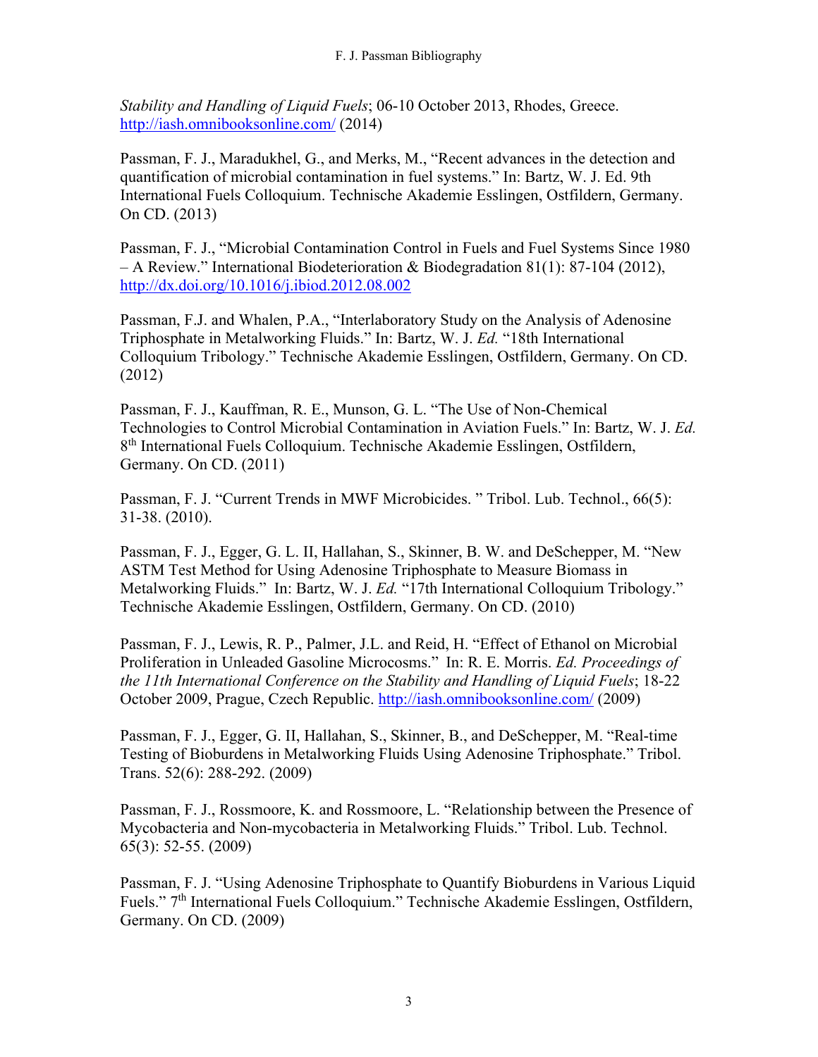*Stability and Handling of Liquid Fuels*; 06-10 October 2013, Rhodes, Greece. http://iash.omnibooksonline.com/ (2014)

Passman, F. J., Maradukhel, G., and Merks, M., "Recent advances in the detection and quantification of microbial contamination in fuel systems." In: Bartz, W. J. Ed. 9th International Fuels Colloquium. Technische Akademie Esslingen, Ostfildern, Germany. On CD. (2013)

Passman, F. J., "Microbial Contamination Control in Fuels and Fuel Systems Since 1980 – A Review." International Biodeterioration & Biodegradation 81(1): 87-104 (2012), http://dx.doi.org/10.1016/j.ibiod.2012.08.002

Passman, F.J. and Whalen, P.A., "Interlaboratory Study on the Analysis of Adenosine Triphosphate in Metalworking Fluids." In: Bartz, W. J. *Ed.* "18th International Colloquium Tribology." Technische Akademie Esslingen, Ostfildern, Germany. On CD. (2012)

Passman, F. J., Kauffman, R. E., Munson, G. L. "The Use of Non-Chemical Technologies to Control Microbial Contamination in Aviation Fuels." In: Bartz, W. J. *Ed.* 8th International Fuels Colloquium. Technische Akademie Esslingen, Ostfildern, Germany. On CD. (2011)

Passman, F. J. "Current Trends in MWF Microbicides. " Tribol. Lub. Technol., 66(5): 31-38. (2010).

Passman, F. J., Egger, G. L. II, Hallahan, S., Skinner, B. W. and DeSchepper, M. "New ASTM Test Method for Using Adenosine Triphosphate to Measure Biomass in Metalworking Fluids." In: Bartz, W. J. *Ed.* "17th International Colloquium Tribology." Technische Akademie Esslingen, Ostfildern, Germany. On CD. (2010)

Passman, F. J., Lewis, R. P., Palmer, J.L. and Reid, H. "Effect of Ethanol on Microbial Proliferation in Unleaded Gasoline Microcosms." In: R. E. Morris. *Ed. Proceedings of the 11th International Conference on the Stability and Handling of Liquid Fuels*; 18-22 October 2009, Prague, Czech Republic. http://iash.omnibooksonline.com/ (2009)

Passman, F. J., Egger, G. II, Hallahan, S., Skinner, B., and DeSchepper, M. "Real-time Testing of Bioburdens in Metalworking Fluids Using Adenosine Triphosphate." Tribol. Trans. 52(6): 288-292. (2009)

Passman, F. J., Rossmoore, K. and Rossmoore, L. "Relationship between the Presence of Mycobacteria and Non-mycobacteria in Metalworking Fluids." Tribol. Lub. Technol. 65(3): 52-55. (2009)

Passman, F. J. "Using Adenosine Triphosphate to Quantify Bioburdens in Various Liquid Fuels." 7th International Fuels Colloquium." Technische Akademie Esslingen, Ostfildern, Germany. On CD. (2009)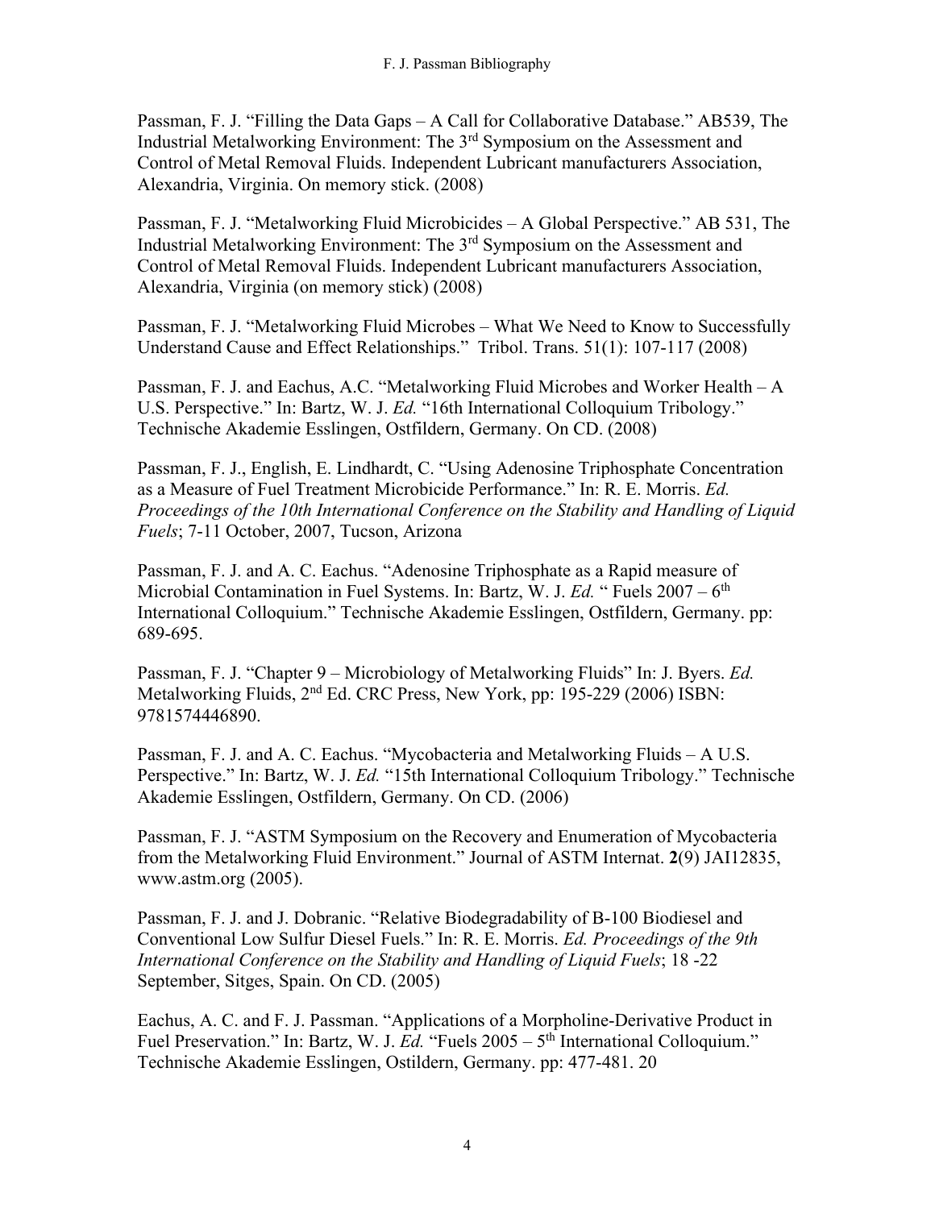Passman, F. J. "Filling the Data Gaps – A Call for Collaborative Database." AB539, The Industrial Metalworking Environment: The 3rd Symposium on the Assessment and Control of Metal Removal Fluids. Independent Lubricant manufacturers Association, Alexandria, Virginia. On memory stick. (2008)

Passman, F. J. "Metalworking Fluid Microbicides – A Global Perspective." AB 531, The Industrial Metalworking Environment: The 3rd Symposium on the Assessment and Control of Metal Removal Fluids. Independent Lubricant manufacturers Association, Alexandria, Virginia (on memory stick) (2008)

Passman, F. J. "Metalworking Fluid Microbes – What We Need to Know to Successfully Understand Cause and Effect Relationships." Tribol. Trans. 51(1): 107-117 (2008)

Passman, F. J. and Eachus, A.C. "Metalworking Fluid Microbes and Worker Health – A U.S. Perspective." In: Bartz, W. J. *Ed.* "16th International Colloquium Tribology." Technische Akademie Esslingen, Ostfildern, Germany. On CD. (2008)

Passman, F. J., English, E. Lindhardt, C. "Using Adenosine Triphosphate Concentration as a Measure of Fuel Treatment Microbicide Performance." In: R. E. Morris. *Ed. Proceedings of the 10th International Conference on the Stability and Handling of Liquid Fuels*; 7-11 October, 2007, Tucson, Arizona

Passman, F. J. and A. C. Eachus. "Adenosine Triphosphate as a Rapid measure of Microbial Contamination in Fuel Systems. In: Bartz, W. J. *Ed.* " Fuels 2007 – 6th International Colloquium." Technische Akademie Esslingen, Ostfildern, Germany. pp: 689-695.

Passman, F. J. "Chapter 9 – Microbiology of Metalworking Fluids" In: J. Byers. *Ed.* Metalworking Fluids, 2nd Ed. CRC Press, New York, pp: 195-229 (2006) ISBN: 9781574446890.

Passman, F. J. and A. C. Eachus. "Mycobacteria and Metalworking Fluids – A U.S. Perspective." In: Bartz, W. J. *Ed.* "15th International Colloquium Tribology." Technische Akademie Esslingen, Ostfildern, Germany. On CD. (2006)

Passman, F. J. "ASTM Symposium on the Recovery and Enumeration of Mycobacteria from the Metalworking Fluid Environment." Journal of ASTM Internat. **2**(9) JAI12835, www.astm.org (2005).

Passman, F. J. and J. Dobranic. "Relative Biodegradability of B-100 Biodiesel and Conventional Low Sulfur Diesel Fuels." In: R. E. Morris. *Ed. Proceedings of the 9th International Conference on the Stability and Handling of Liquid Fuels*; 18 -22 September, Sitges, Spain. On CD. (2005)

Eachus, A. C. and F. J. Passman. "Applications of a Morpholine-Derivative Product in Fuel Preservation." In: Bartz, W. J. *Ed.* "Fuels 2005 – 5th International Colloquium." Technische Akademie Esslingen, Ostildern, Germany. pp: 477-481. 20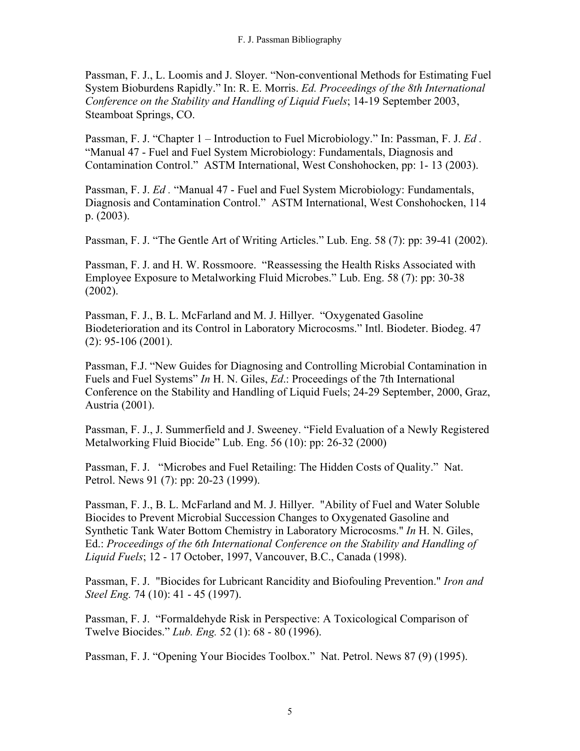Passman, F. J., L. Loomis and J. Sloyer. "Non-conventional Methods for Estimating Fuel System Biobundens Rapidly." In: R. E. Morris. *Ed. Proceedings of the 8th International Conference on the Stability and Handling of Liquid Fuels*; 14-19 September 2003, Steamboat Springs, CO.

Passman, F. J. "Chapter 1 – Introduction to Fuel Microbiology." In: Passman, F. J. *Ed* . "Manual 47 - Fuel and Fuel System Microbiology: Fundamentals, Diagnosis and Contamination Control." ASTM International, West Conshohocken, pp: 1- 13 (2003).

Passman, F. J. *Ed* . "Manual 47 - Fuel and Fuel System Microbiology: Fundamentals, Diagnosis and Contamination Control." ASTM International, West Conshohocken, 114 p. (2003).

Passman, F. J. "The Gentle Art of Writing Articles." Lub. Eng. 58 (7): pp: 39-41 (2002).

Passman, F. J. and H. W. Rossmoore. "Reassessing the Health Risks Associated with Employee Exposure to Metalworking Fluid Microbes." Lub. Eng. 58 (7): pp: 30-38 (2002).

Passman, F. J., B. L. McFarland and M. J. Hillyer. "Oxygenated Gasoline Biodeterioration and its Control in Laboratory Microcosms." Intl. Biodeter. Biodeg. 47 (2): 95-106 (2001).

Passman, F.J. "New Guides for Diagnosing and Controlling Microbial Contamination in Fuels and Fuel Systems" *In* H. N. Giles, *Ed*.: Proceedings of the 7th International Conference on the Stability and Handling of Liquid Fuels; 24-29 September, 2000, Graz, Austria (2001).

Passman, F. J., J. Summerfield and J. Sweeney. "Field Evaluation of a Newly Registered Metalworking Fluid Biocide" Lub. Eng. 56 (10): pp: 26-32 (2000)

Passman, F. J. "Microbes and Fuel Retailing: The Hidden Costs of Quality." Nat. Petrol. News 91 (7): pp: 20-23 (1999).

Passman, F. J., B. L. McFarland and M. J. Hillyer. "Ability of Fuel and Water Soluble Biocides to Prevent Microbial Succession Changes to Oxygenated Gasoline and Synthetic Tank Water Bottom Chemistry in Laboratory Microcosms." *In* H. N. Giles, Ed.: *Proceedings of the 6th International Conference on the Stability and Handling of Liquid Fuels*; 12 - 17 October, 1997, Vancouver, B.C., Canada (1998).

Passman, F. J. "Biocides for Lubricant Rancidity and Biofouling Prevention." *Iron and Steel Eng.* 74 (10): 41 - 45 (1997).

Passman, F. J. "Formaldehyde Risk in Perspective: A Toxicological Comparison of Twelve Biocides." *Lub. Eng.* 52 (1): 68 - 80 (1996).

Passman, F. J. "Opening Your Biocides Toolbox." Nat. Petrol. News 87 (9) (1995).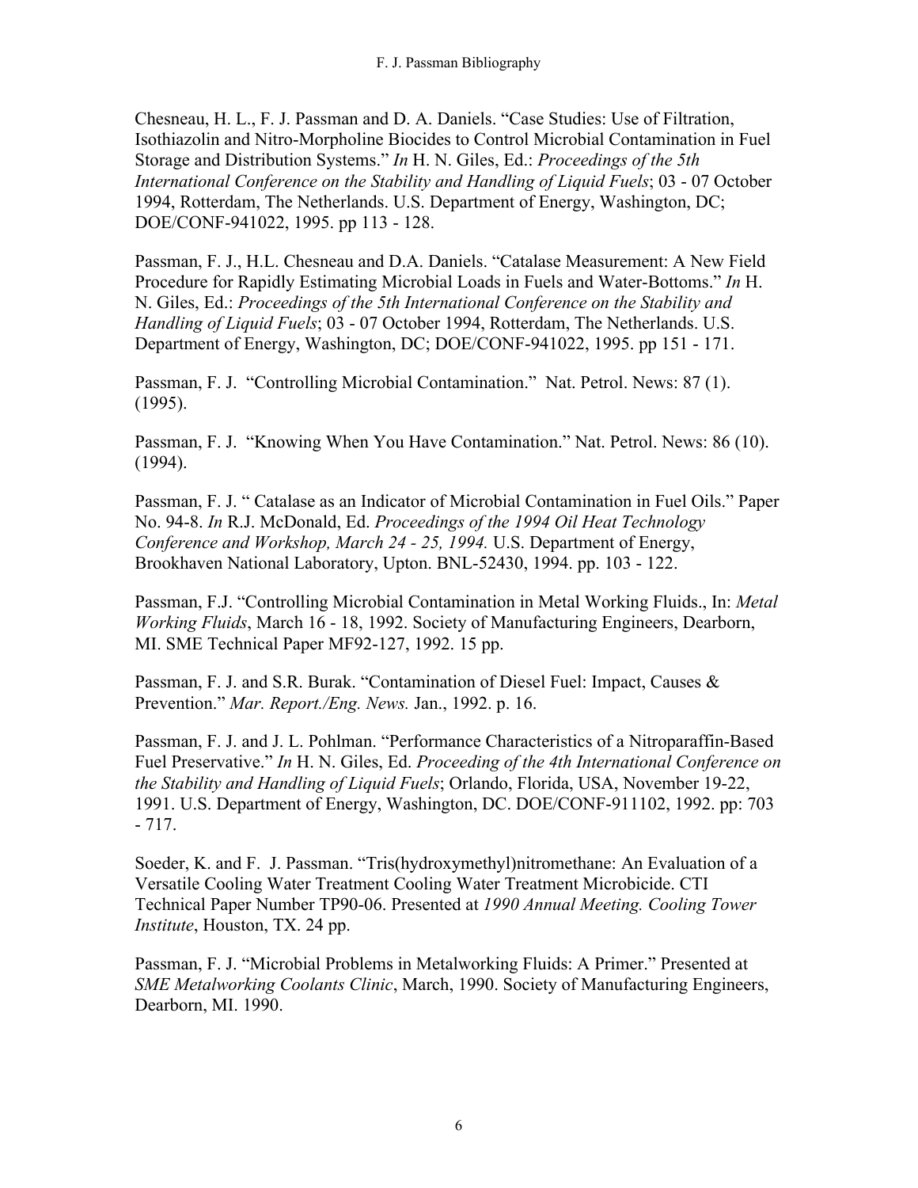Chesneau, H. L., F. J. Passman and D. A. Daniels. “Case Studies: Use of Filtration, Isothiazolin and Nitro-Morpholine Biocides to Control Microbial Contamination in Fuel Storage and Distribution Systems.” *In* H. N. Giles, Ed.: *Proceedings of the 5th International Conference on the Stability and Handling of Liquid Fuels*; 03 - 07 October 1994, Rotterdam, The Netherlands. U.S. Department of Energy, Washington, DC; DOE/CONF-941022, 1995. pp 113 - 128.

Passman, F. J., H.L. Chesneau and D.A. Daniels. “Catalase Measurement: A New Field Procedure for Rapidly Estimating Microbial Loads in Fuels and Water-Bottoms.” *In* H. N. Giles, Ed.: *Proceedings of the 5th International Conference on the Stability and Handling of Liquid Fuels*; 03 - 07 October 1994, Rotterdam, The Netherlands. U.S. Department of Energy, Washington, DC; DOE/CONF-941022, 1995. pp 151 - 171.

Passman, F. J. “Controlling Microbial Contamination.” Nat. Petrol. News: 87 (1). (1995).

Passman, F. J. “Knowing When You Have Contamination.” Nat. Petrol. News: 86 (10). (1994).

Passman, F. J. “ Catalase as an Indicator of Microbial Contamination in Fuel Oils.” Paper No. 94-8. *In* R.J. McDonald, Ed. *Proceedings of the 1994 Oil Heat Technology Conference and Workshop, March 24 - 25, 1994.* U.S. Department of Energy, Brookhaven National Laboratory, Upton. BNL-52430, 1994. pp. 103 - 122.

Passman, F.J. “Controlling Microbial Contamination in Metal Working Fluids., In: *Metal Working Fluids*, March 16 - 18, 1992. Society of Manufacturing Engineers, Dearborn, MI. SME Technical Paper MF92-127, 1992. 15 pp.

Passman, F. J. and S.R. Burak. “Contamination of Diesel Fuel: Impact, Causes & Prevention.” *Mar. Report./Eng. News.* Jan., 1992. p. 16.

Passman, F. J. and J. L. Pohlman. “Performance Characteristics of a Nitroparaffin-Based Fuel Preservative.” *In* H. N. Giles, Ed. *Proceeding of the 4th International Conference on the Stability and Handling of Liquid Fuels*; Orlando, Florida, USA, November 19-22, 1991. U.S. Department of Energy, Washington, DC. DOE/CONF-911102, 1992. pp: 703 - 717.

Soeder, K. and F. J. Passman. “Tris(hydroxymethyl)nitromethane: An Evaluation of a Versatile Cooling Water Treatment Cooling Water Treatment Microbicide. CTI Technical Paper Number TP90-06. Presented at *1990 Annual Meeting. Cooling Tower Institute*, Houston, TX. 24 pp.

Passman, F. J. “Microbial Problems in Metalworking Fluids: A Primer.” Presented at *SME Metalworking Coolants Clinic*, March, 1990. Society of Manufacturing Engineers, Dearborn, MI. 1990.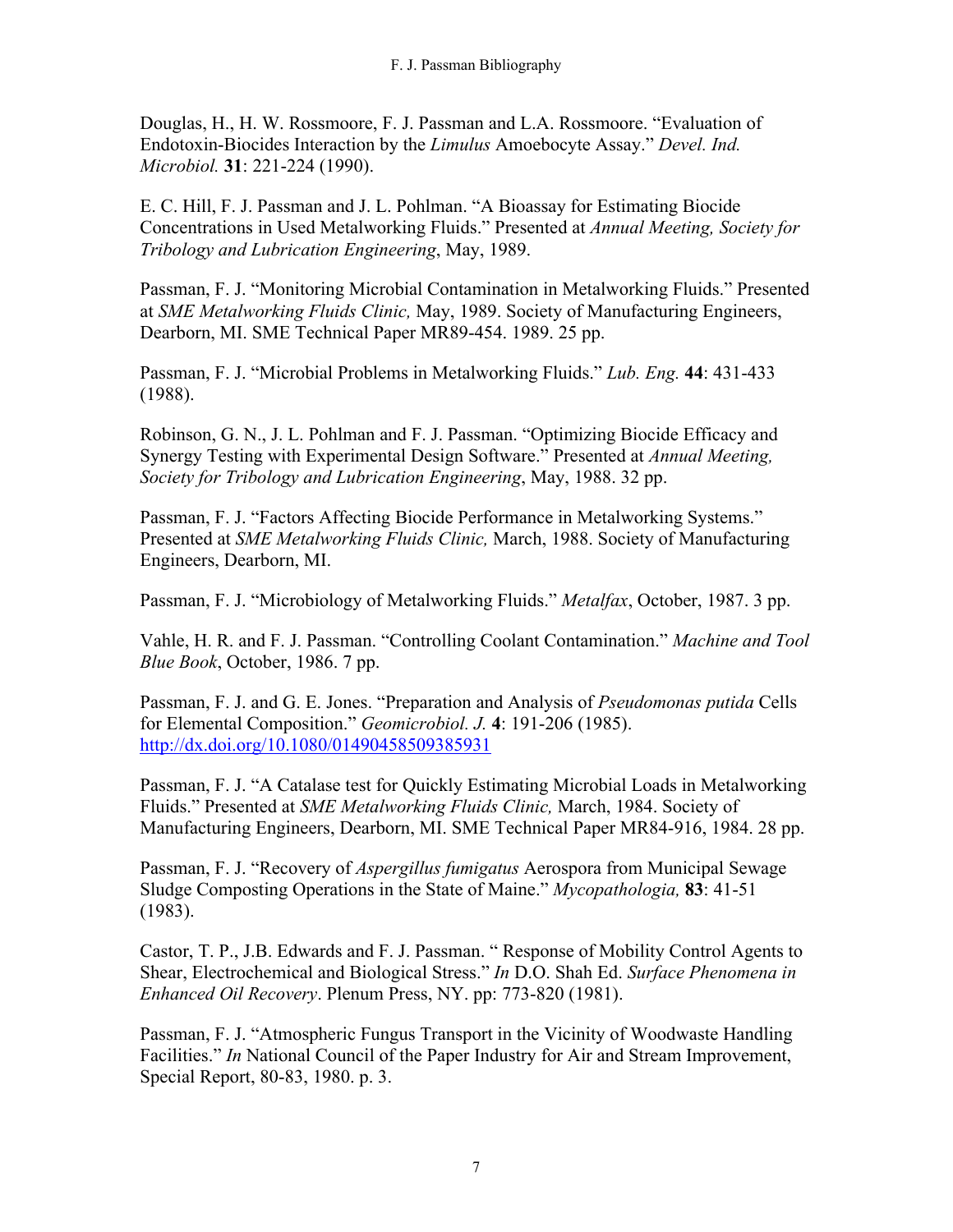Douglas, H., H. W. Rossmoore, F. J. Passman and L.A. Rossmoore. “Evaluation of Endotoxin-Biocides Interaction by the *Limulus* Amoebocyte Assay.” *Devel. Ind. Microbiol.* **31**: 221-224 (1990).

E. C. Hill, F. J. Passman and J. L. Pohlman. “A Bioassay for Estimating Biocide Concentrations in Used Metalworking Fluids.” Presented at *Annual Meeting, Society for Tribology and Lubrication Engineering*, May, 1989.

Passman, F. J. “Monitoring Microbial Contamination in Metalworking Fluids.” Presented at *SME Metalworking Fluids Clinic,* May, 1989. Society of Manufacturing Engineers, Dearborn, MI. SME Technical Paper MR89-454. 1989. 25 pp.

Passman, F. J. “Microbial Problems in Metalworking Fluids.” *Lub. Eng.* **44**: 431-433 (1988).

Robinson, G. N., J. L. Pohlman and F. J. Passman. “Optimizing Biocide Efficacy and Synergy Testing with Experimental Design Software.” Presented at *Annual Meeting, Society for Tribology and Lubrication Engineering*, May, 1988. 32 pp.

Passman, F. J. “Factors Affecting Biocide Performance in Metalworking Systems.” Presented at *SME Metalworking Fluids Clinic,* March, 1988. Society of Manufacturing Engineers, Dearborn, MI.

Passman, F. J. “Microbiology of Metalworking Fluids.” *Metalfax*, October, 1987. 3 pp.

Vahle, H. R. and F. J. Passman. “Controlling Coolant Contamination.” *Machine and Tool Blue Book*, October, 1986. 7 pp.

Passman, F. J. and G. E. Jones. “Preparation and Analysis of *Pseudomonas putida* Cells for Elemental Composition.” *Geomicrobiol. J.* **4**: 191-206 (1985). http://dx.doi.org/10.1080/01490458509385931

Passman, F. J. “A Catalase test for Quickly Estimating Microbial Loads in Metalworking Fluids.” Presented at *SME Metalworking Fluids Clinic,* March, 1984. Society of Manufacturing Engineers, Dearborn, MI. SME Technical Paper MR84-916, 1984. 28 pp.

Passman, F. J. “Recovery of *Aspergillus fumigatus* Aerospora from Municipal Sewage Sludge Composting Operations in the State of Maine.” *Mycopathologia,* **83**: 41-51 (1983).

Castor, T. P., J.B. Edwards and F. J. Passman. “ Response of Mobility Control Agents to Shear, Electrochemical and Biological Stress.” *In* D.O. Shah Ed. *Surface Phenomena in Enhanced Oil Recovery*. Plenum Press, NY. pp: 773-820 (1981).

Passman, F. J. “Atmospheric Fungus Transport in the Vicinity of Woodwaste Handling Facilities.” *In* National Council of the Paper Industry for Air and Stream Improvement, Special Report, 80-83, 1980. p. 3.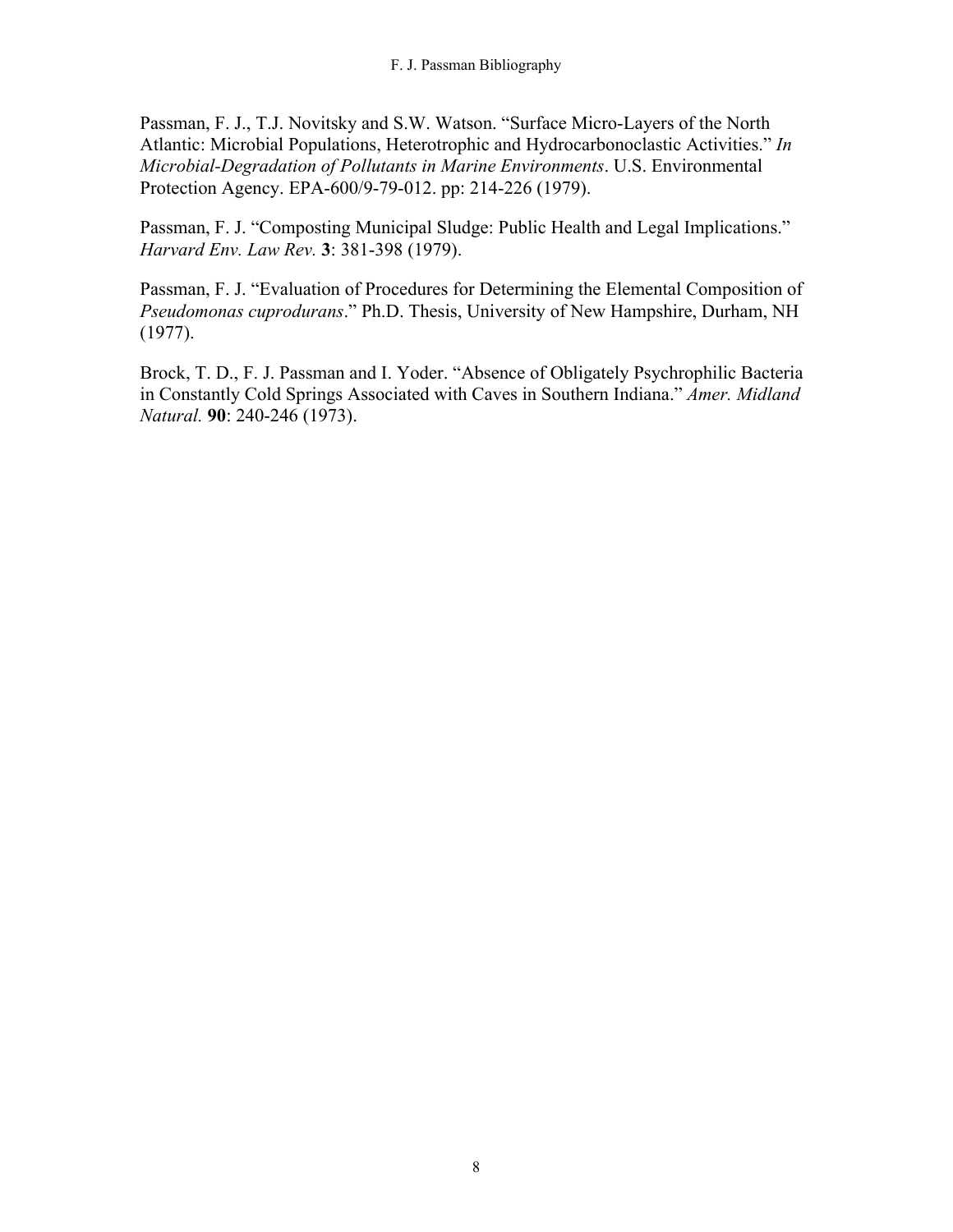Passman, F. J., T.J. Novitsky and S.W. Watson. "Surface Micro-Layers of the North Atlantic: Microbial Populations, Heterotrophic and Hydrocarbonoclastic Activities." *In Microbial-Degradation of Pollutants in Marine Environments*. U.S. Environmental Protection Agency. EPA-600/9-79-012. pp: 214-226 (1979).

Passman, F. J. "Composting Municipal Sludge: Public Health and Legal Implications." *Harvard Env. Law Rev.* **3**: 381-398 (1979).

Passman, F. J. "Evaluation of Procedures for Determining the Elemental Composition of *Pseudomonas cuprodurans*." Ph.D. Thesis, University of New Hampshire, Durham, NH (1977).

Brock, T. D., F. J. Passman and I. Yoder. "Absence of Obligately Psychrophilic Bacteria in Constantly Cold Springs Associated with Caves in Southern Indiana." *Amer. Midland Natural.* **90**: 240-246 (1973).